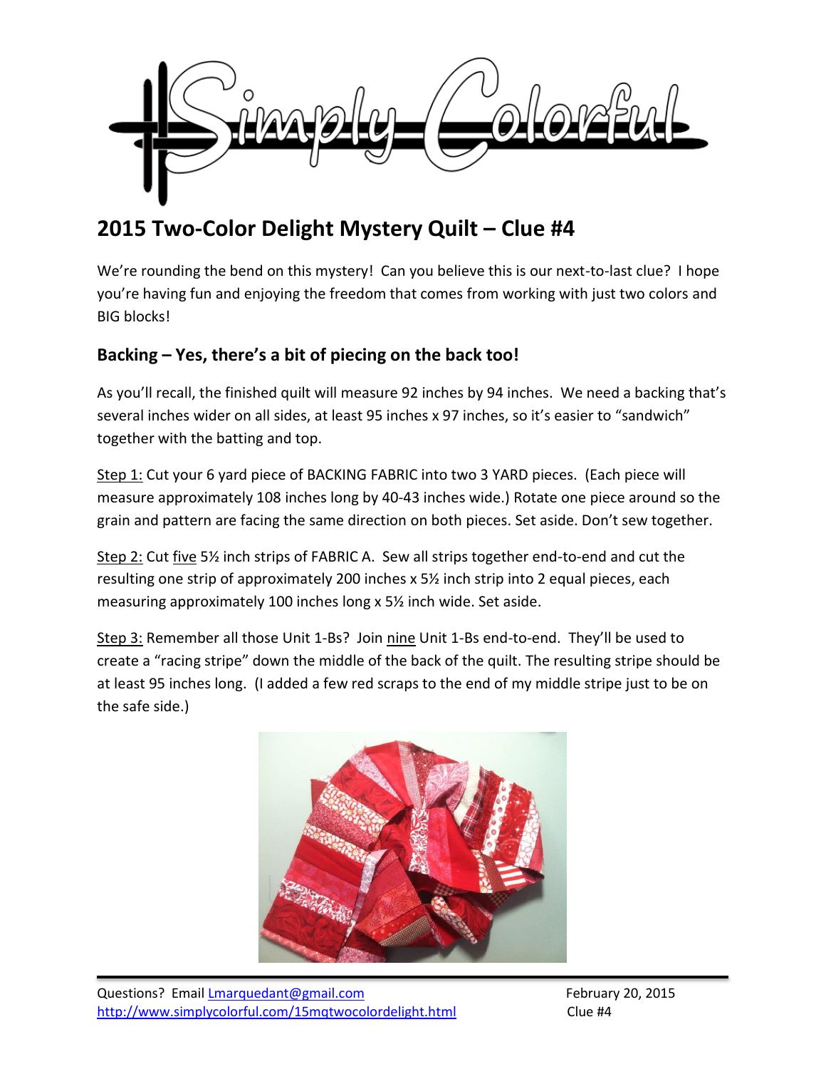# 2015 Two-Color Delight Mystery Quilt – Clue #4

We're rounding the bend on this mystery! Can you believe this is our next-to-last clue? I hope you're having fun and enjoying the freedom that comes from working with just two colors and BIG blocks!

## Backing – Yes, there's a bit of piecing on the back too!

As you'll recall, the finished quilt will measure 92 inches by 94 inches. We need a backing that's several inches wider on all sides, at least 95 inches x 97 inches, so it's easier to "sandwich" together with the batting and top.

Step 1: Cut your 6 yard piece of BACKING FABRIC into two 3 YARD pieces. (Each piece will measure approximately 108 inches long by 40-43 inches wide.) Rotate one piece around so the grain and pattern are facing the same direction on both pieces. Set aside. Don't sew together.

Step 2: Cut five 5½ inch strips of FABRIC A. Sew all strips together end-to-end and cut the resulting one strip of approximately 200 inches x 5½ inch strip into 2 equal pieces, each measuring approximately 100 inches long x 5½ inch wide. Set aside.

Step 3: Remember all those Unit 1-Bs? Join nine Unit 1-Bs end-to-end. They'll be used to create a "racing stripe" down the middle of the back of the quilt. The resulting stripe should be at least 95 inches long. (I added a few red scraps to the end of my middle stripe just to be on the safe side.)

Questions? Email Lmarquedant@gmail.com
http://www.simplycolorful.com/15mqtwocolordelight.html

February 20, 2015
Clue #4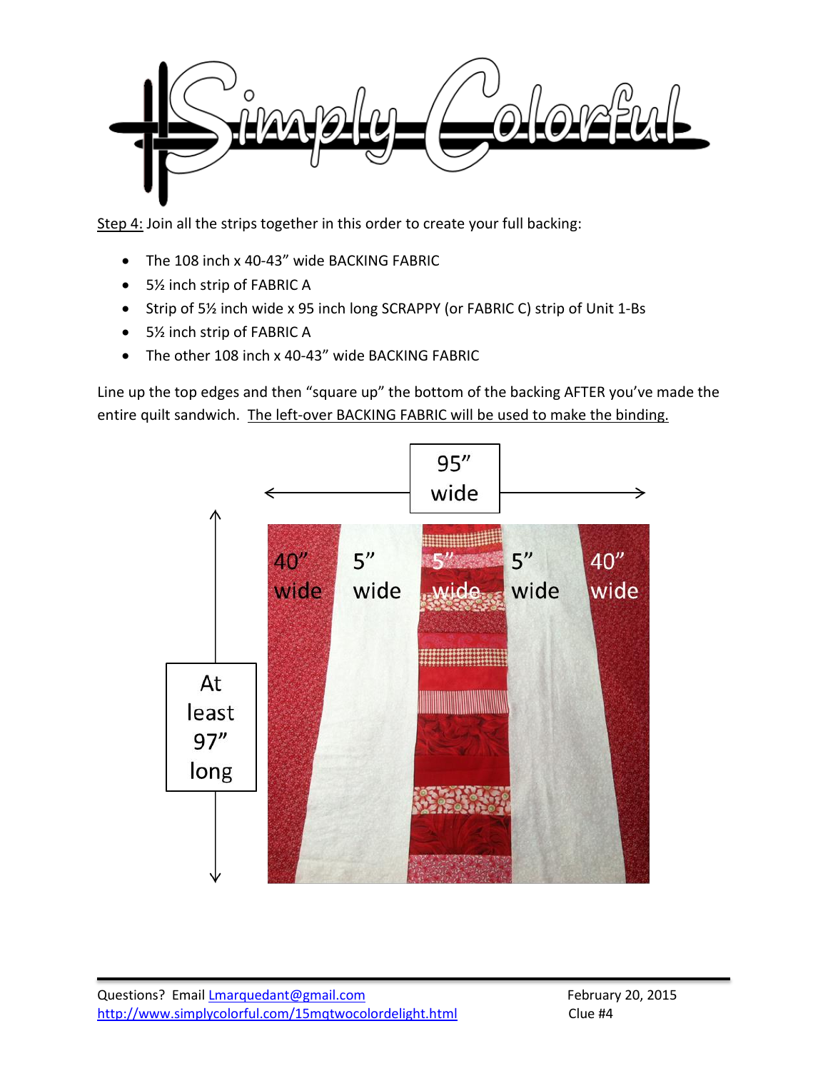Step 4: Join all the strips together in this order to create your full backing:

- The 108 inch x 40-43" wide BACKING FABRIC
- 5½ inch strip of FABRIC A
- Strip of 5½ inch wide x 95 inch long SCRAPPY (or FABRIC C) strip of Unit 1-Bs
- 5½ inch strip of FABRIC A
- The other 108 inch x 40-43" wide BACKING FABRIC

Line up the top edges and then "square up" the bottom of the backing AFTER you've made the entire quilt sandwich. The left-over BACKING FABRIC will be used to make the binding.

95" wide

At least 97" long

40" wide | 5" wide | 5" wide | 5" wide | 40" wide

Questions? Email Lmarquedant@gmail.com
http://www.simplycolorful.com/15mqtwocolordelight.html

February 20, 2015
Clue #4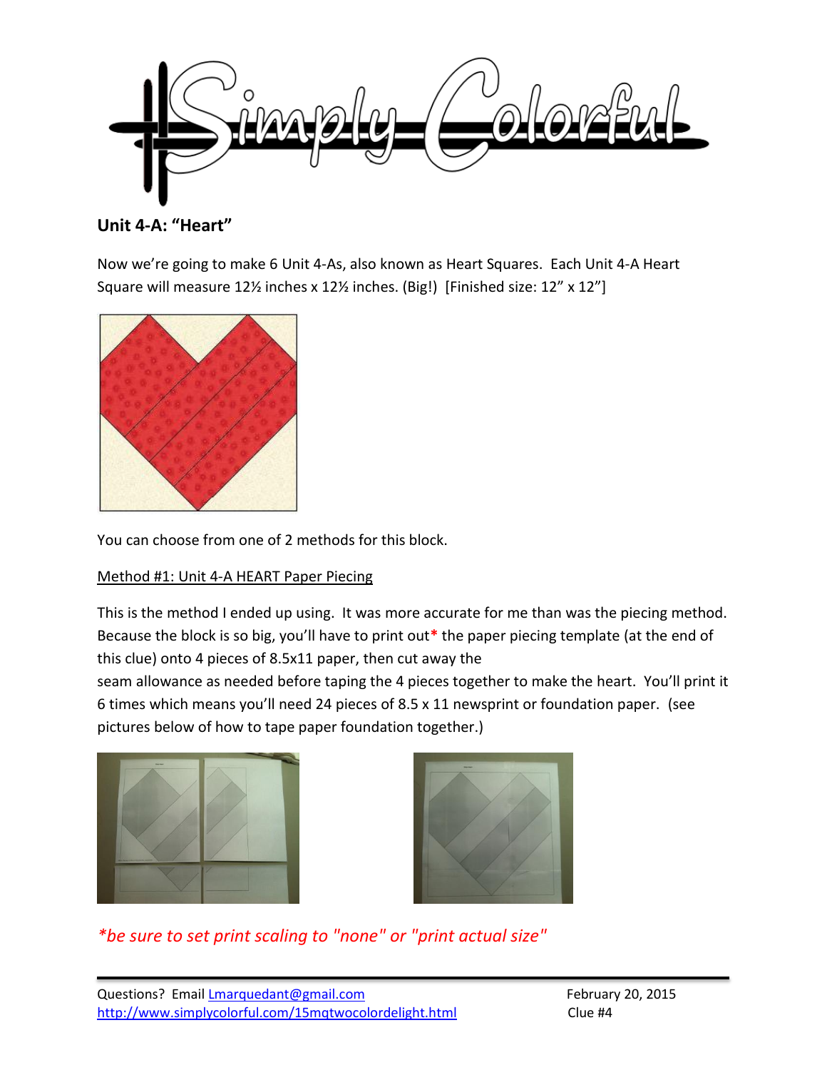## Unit 4-A: "Heart"

Now we're going to make 6 Unit 4-As, also known as Heart Squares. Each Unit 4-A Heart Square will measure 12½ inches x 12½ inches. (Big!) [Finished size: 12" x 12"]

You can choose from one of 2 methods for this block.

Method #1: Unit 4-A HEART Paper Piecing

This is the method I ended up using. It was more accurate for me than was the piecing method. Because the block is so big, you'll have to print out* the paper piecing template (at the end of this clue) onto 4 pieces of 8.5x11 paper, then cut away the seam allowance as needed before taping the 4 pieces together to make the heart. You'll print it 6 times which means you'll need 24 pieces of 8.5 x 11 newsprint or foundation paper. (see pictures below of how to tape paper foundation together.)

*\*be sure to set print scaling to "none" or "print actual size"*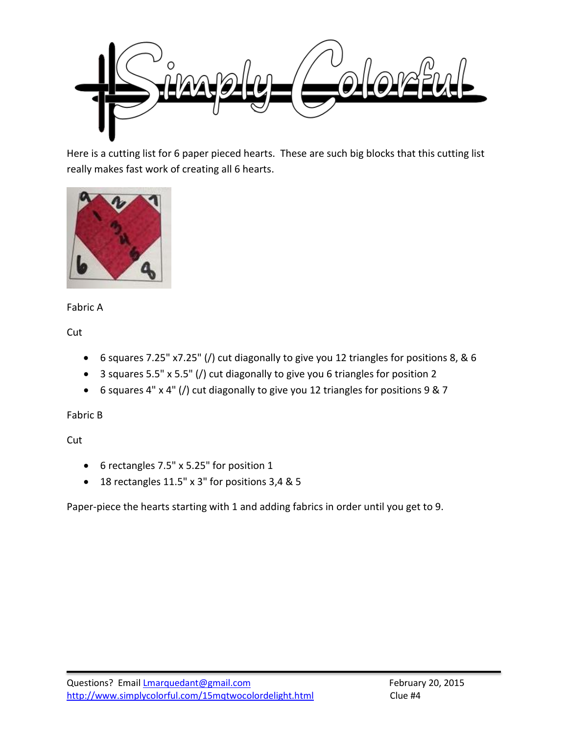Here is a cutting list for 6 paper pieced hearts. These are such big blocks that this cutting list really makes fast work of creating all 6 hearts.

Fabric A

Cut

- 6 squares 7.25" x7.25" (/) cut diagonally to give you 12 triangles for positions 8, & 6
- 3 squares 5.5" x 5.5" (/) cut diagonally to give you 6 triangles for position 2
- 6 squares 4" x 4" (/) cut diagonally to give you 12 triangles for positions 9 & 7

Fabric B

Cut

- 6 rectangles 7.5" x 5.25" for position 1
- 18 rectangles 11.5" x 3" for positions 3,4 & 5

Paper-piece the hearts starting with 1 and adding fabrics in order until you get to 9.

Questions? Email Lmarquedant@gmail.com
http://www.simplycolorful.com/15mqtwocolordelight.html

February 20, 2015
Clue #4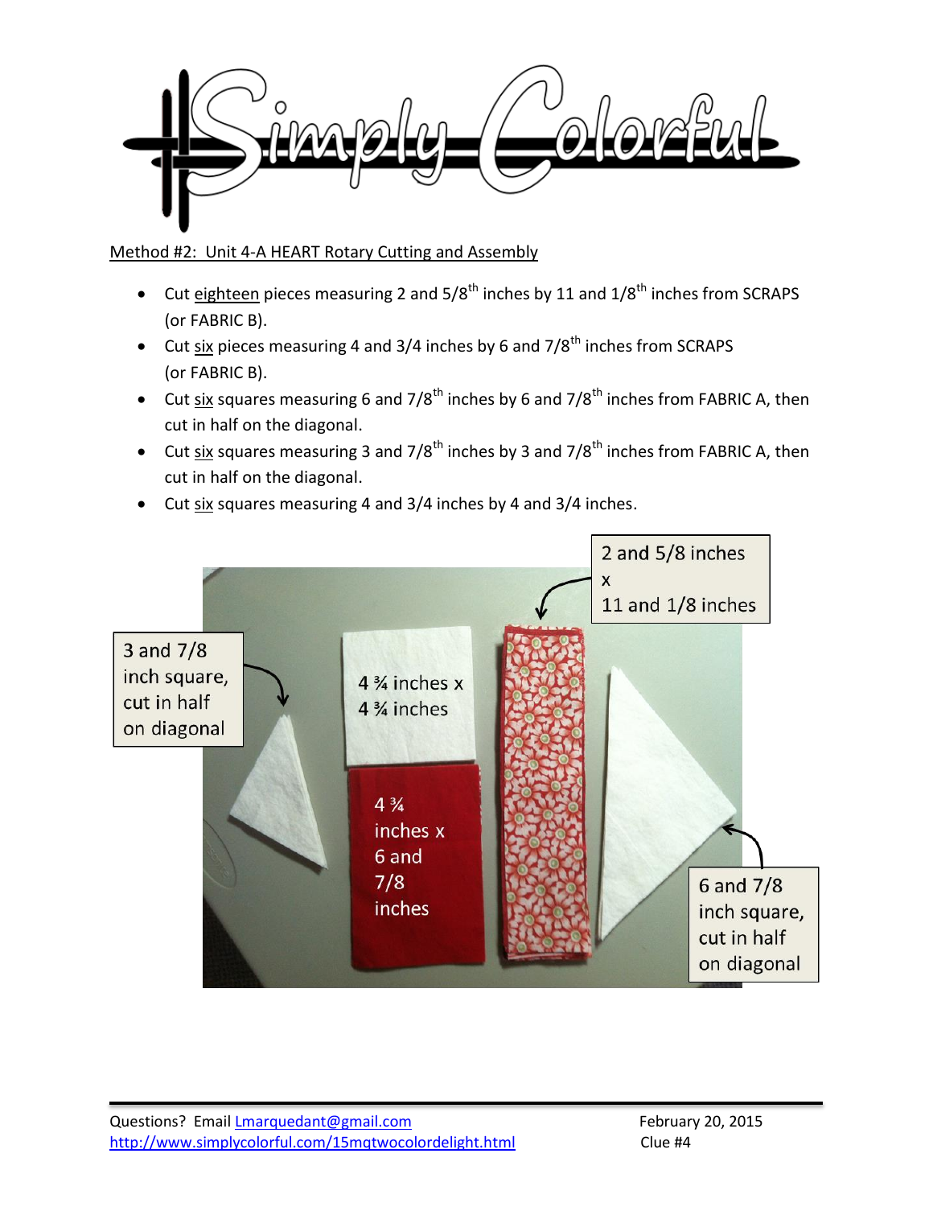Method #2: Unit 4-A HEART Rotary Cutting and Assembly

- Cut eighteen pieces measuring 2 and 5/8th inches by 11 and 1/8th inches from SCRAPS (or FABRIC B).
- Cut six pieces measuring 4 and 3/4 inches by 6 and 7/8th inches from SCRAPS (or FABRIC B).
- Cut six squares measuring 6 and 7/8th inches by 6 and 7/8th inches from FABRIC A, then cut in half on the diagonal.
- Cut six squares measuring 3 and 7/8th inches by 3 and 7/8th inches from FABRIC A, then cut in half on the diagonal.
- Cut six squares measuring 4 and 3/4 inches by 4 and 3/4 inches.

3 and 7/8 inch square, cut in half on diagonal

4 ¾ inches x 4 ¾ inches

4 ¾ inches x 6 and 7/8 inches

2 and 5/8 inches x 11 and 1/8 inches

6 and 7/8 inch square, cut in half on diagonal

Questions? Email Lmarquedant@gmail.com
http://www.simplycolorful.com/15mqtwocolordelight.html

February 20, 2015
Clue #4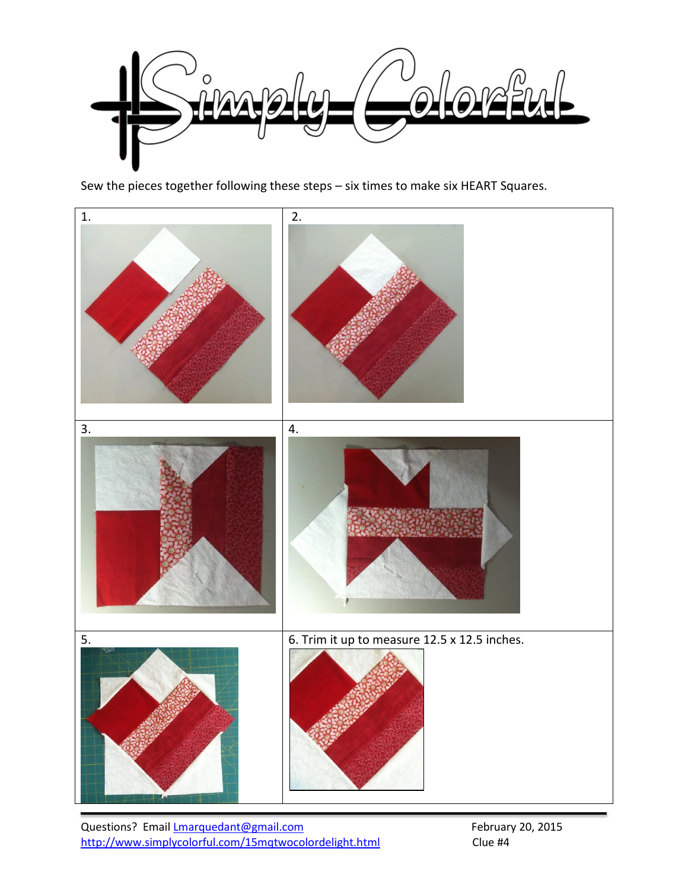Sew the pieces together following these steps – six times to make six HEART Squares.

| 1. | 2. |
| --- | --- |
| 3. | 4. |
| 5. | 6. Trim it up to measure 12.5 x 12.5 inches. |

Questions? Email Lmarquedant@gmail.com

http://www.simplycolorful.com/15mqtwocolordelight.html

February 20, 2015

Clue #4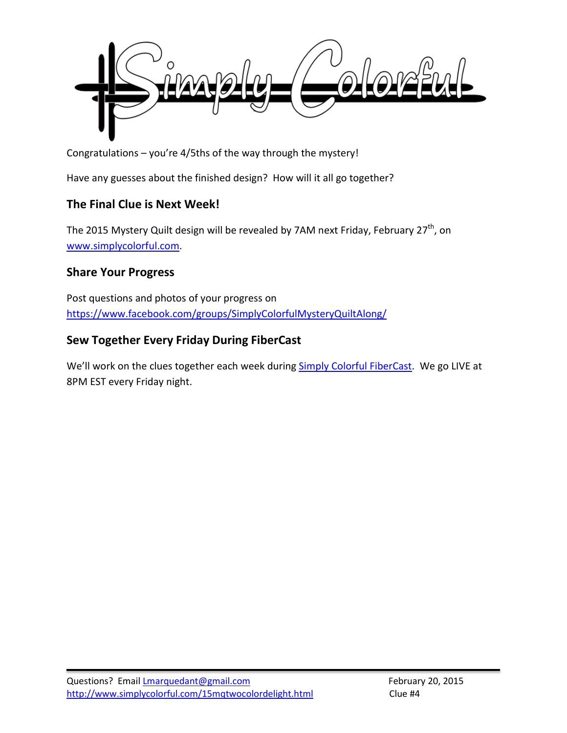Congratulations – you're 4/5ths of the way through the mystery!

Have any guesses about the finished design? How will it all go together?

## The Final Clue is Next Week!

The 2015 Mystery Quilt design will be revealed by 7AM next Friday, February 27th, on www.simplycolorful.com.

## Share Your Progress

Post questions and photos of your progress on https://www.facebook.com/groups/SimplyColorfulMysteryQuiltAlong/

## Sew Together Every Friday During FiberCast

We'll work on the clues together each week during Simply Colorful FiberCast. We go LIVE at 8PM EST every Friday night.